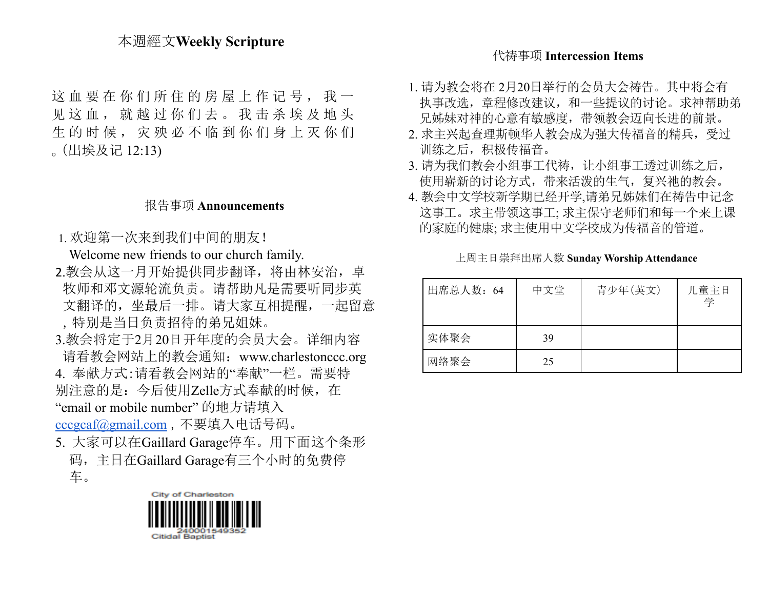## 本週經文Weekly Scripture

这 血 要 在 你 们 所 住 的 房 屋 上 作 记 号， 我 一 见 这 血， 就 越 过 你 们 去。 我 击 杀 埃 及 地 头 生 的 时 候， 灾 殃 必 不 临 到 你 们 身 上 灭 你 们。(出埃及记 12:13)

## 报告事项 Announcements

1. 欢迎第一次来到我们中间的朋友！
   Welcome new friends to our church family.
2. 教会从这一月开始提供同步翻译，将由林安治，卓牧师和邓文源轮流负责。请帮助凡是需要听同步英文翻译的，坐最后一排。请大家互相提醒，一起留意，特别是当日负责招待的弟兄姐妹。
3. 教会将定于2月20日开年度的会员大会。详细内容请看教会网站上的教会通知：www.charlestonccc.org
4. 奉献方式:请看教会网站的“奉献”一栏。需要特别注意的是：今后使用Zelle方式奉献的时候，在“email or mobile number” 的地方请填入cccgcaf@gmail.com，不要填入电话号码。
5. 大家可以在Gaillard Garage停车。用下面这个条形码，主日在Gaillard Garage有三个小时的免费停车。

City of Charleston
240001549352
Citidal Baptist

## 代祷事项 Intercession Items

1. 请为教会将在 2月20日举行的会员大会祷告。其中将会有执事改选，章程修改建议，和一些提议的讨论。求神帮助弟兄姊妹对神的心意有敏感度，带领教会迈向长进的前景。
2. 求主兴起查理斯顿华人教会成为强大传福音的精兵，受过训练之后，积极传福音。
3. 请为我们教会小组事工代祷，让小组事工透过训练之后，使用崭新的讨论方式，带来活泼的生气，复兴祂的教会。
4. 教会中文学校新学期已经开学,请弟兄姊妹们在祷告中记念这事工。求主带领这事工; 求主保守老师们和每一个来上课的家庭的健康; 求主使用中文学校成为传福音的管道。

### 上周主日崇拜出席人数 Sunday Worship Attendance

| 出席总人数：64 | 中文堂 | 青少年(英文) | 儿童主日学 |
|---|---|---|---|
| 实体聚会 | 39 | | |
| 网络聚会 | 25 | | |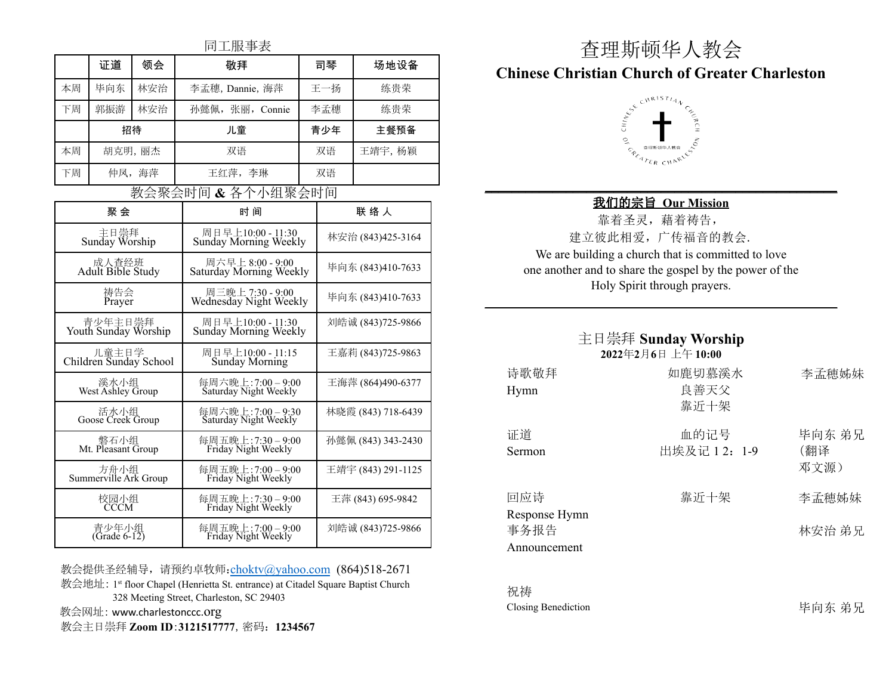同工服事表

| | 证道 | 领会 | 敬拜 | 司琴 | 场地设备 |
|---|---|---|---|---|---|
| 本周 | 毕向东 | 林安治 | 李孟穗, Dannie, 海萍 | 王一扬 | 练贵荣 |
| 下周 | 郭振游 | 林安治 | 孙懿佩，张丽，Connie | 李孟穗 | 练贵荣 |
| | 招待 | | 儿童 | 青少年 | 主餐预备 |
| 本周 | 胡克明, 丽杰 | | 双语 | 双语 | 王靖宇, 杨颖 |
| 下周 | 仲风，海萍 | | 王红萍，李琳 | 双语 | |

教会聚会时间 & 各个小组聚会时间

| 聚 会 | 时 间 | 联 络 人 |
|---|---|---|
| 主日崇拜 Sunday Worship | 周日早上10:00 - 11:30 Sunday Morning Weekly | 林安治 (843)425-3164 |
| 成人查经班 Adult Bible Study | 周六早上 8:00 - 9:00 Saturday Morning Weekly | 毕向东 (843)410-7633 |
| 祷告会 Prayer | 周三晚上 7:30 - 9:00 Wednesday Night Weekly | 毕向东 (843)410-7633 |
| 青少年主日崇拜 Youth Sunday Worship | 周日早上10:00 - 11:30 Sunday Morning Weekly | 刘皓诚 (843)725-9866 |
| 儿童主日学 Children Sunday School | 周日早上10:00 - 11:15 Sunday Morning | 王嘉莉 (843)725-9863 |
| 溪水小组 West Ashley Group | 每周六晚上: 7:00 – 9:00 Saturday Night Weekly | 王海萍 (864)490-6377 |
| 活水小组 Goose Creek Group | 每周六晚上: 7:00 – 9:30 Saturday Night Weekly | 林晓霞 (843) 718-6439 |
| 磐石小组 Mt. Pleasant Group | 每周五晚上: 7:30 – 9:00 Friday Night Weekly | 孙懿佩 (843) 343-2430 |
| 方舟小组 Summerville Ark Group | 每周五晚上: 7:00 – 9:00 Friday Night Weekly | 王靖宇 (843) 291-1125 |
| 校园小组 CCCM | 每周五晚上: 7:30 – 9:00 Friday Night Weekly | 王萍 (843) 695-9842 |
| 青少年小组 (Grade 6-12) | 每周五晚上: 7:00 – 9:00 Friday Night Weekly | 刘皓诚 (843)725-9866 |

教会提供圣经辅导，请预约卓牧师:choktv@yahoo.com (864)518-2671

教会地址: 1st floor Chapel (Henrietta St. entrance) at Citadel Square Baptist Church 328 Meeting Street, Charleston, SC 29403

教会网址: www.charlestonccc.org

教会主日崇拜 **Zoom ID**:**3121517777**, 密码: **1234567**

# 查理斯顿华人教会

# Chinese Christian Church of Greater Charleston

**我们的宗旨 Our Mission**

靠着圣灵，藉着祷告，

建立彼此相爱，广传福音的教会.

We are building a church that is committed to love one another and to share the gospel by the power of the Holy Spirit through prayers.

## 主日崇拜 Sunday Worship

**2022**年**2**月**6**日 上午 **10:00**

| | | |
|---|---|---|
| 诗歌敬拜 Hymn | 如鹿切慕溪水<br>良善天父<br>靠近十架 | 李孟穗姊妹 |
| 证道 Sermon | 血的记号<br>出埃及记 12：1-9 | 毕向东 弟兄<br>（翻译 邓文源） |
| 回应诗 Response Hymn | 靠近十架 | 李孟穗姊妹 |
| 事务报告 Announcement | | 林安治 弟兄 |
| 祝祷 Closing Benediction | | 毕向东 弟兄 |